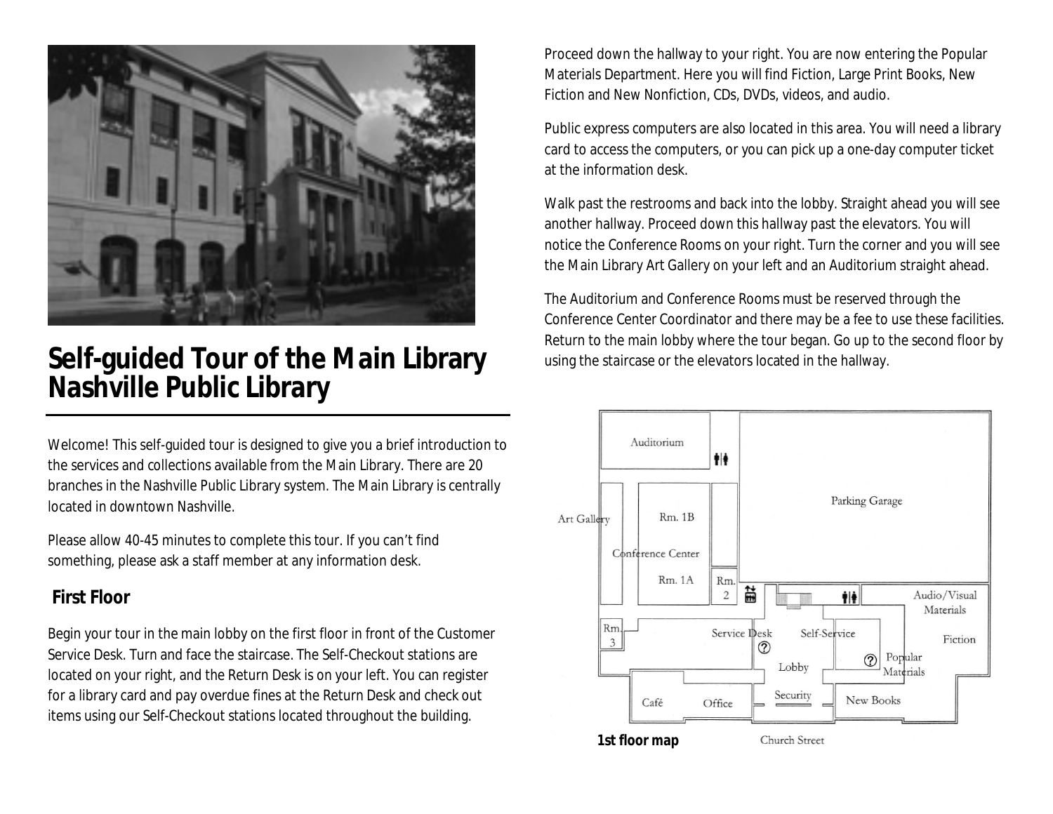# Self-guided Tour of the Main Library Nashville Public Library

Welcome! This self-guided tour is designed to give you a brief introduction to the services and collections available from the Main Library. There are 20 branches in the Nashville Public Library system. The Main Library is centrally located in downtown Nashville.

Please allow 40-45 minutes to complete this tour. If you can't find something, please ask a staff member at any information desk.

## First Floor

Begin your tour in the main lobby on the first floor in front of the Customer Service Desk. Turn and face the staircase. The Self-Checkout stations are located on your right, and the Return Desk is on your left. You can register for a library card and pay overdue fines at the Return Desk and check out items using our Self-Checkout stations located throughout the building.

Proceed down the hallway to your right. You are now entering the Popular Materials Department. Here you will find Fiction, Large Print Books, New Fiction and New Nonfiction, CDs, DVDs, videos, and audio.

Public express computers are also located in this area. You will need a library card to access the computers, or you can pick up a one-day computer ticket at the information desk.

Walk past the restrooms and back into the lobby. Straight ahead you will see another hallway. Proceed down this hallway past the elevators. You will notice the Conference Rooms on your right. Turn the corner and you will see the Main Library Art Gallery on your left and an Auditorium straight ahead.

The Auditorium and Conference Rooms must be reserved through the Conference Center Coordinator and there may be a fee to use these facilities. Return to the main lobby where the tour began. Go up to the second floor by using the staircase or the elevators located in the hallway.

Auditorium, Parking Garage, Art Gallery, Rm. 1B, Conference Center, Rm. 1A, Rm. 2, Audio/Visual Materials, Rm. 3, Service Desk, Self-Service, Fiction, Popular Materials, Lobby, Security, Café, Office, New Books, Church Street

**1st floor map**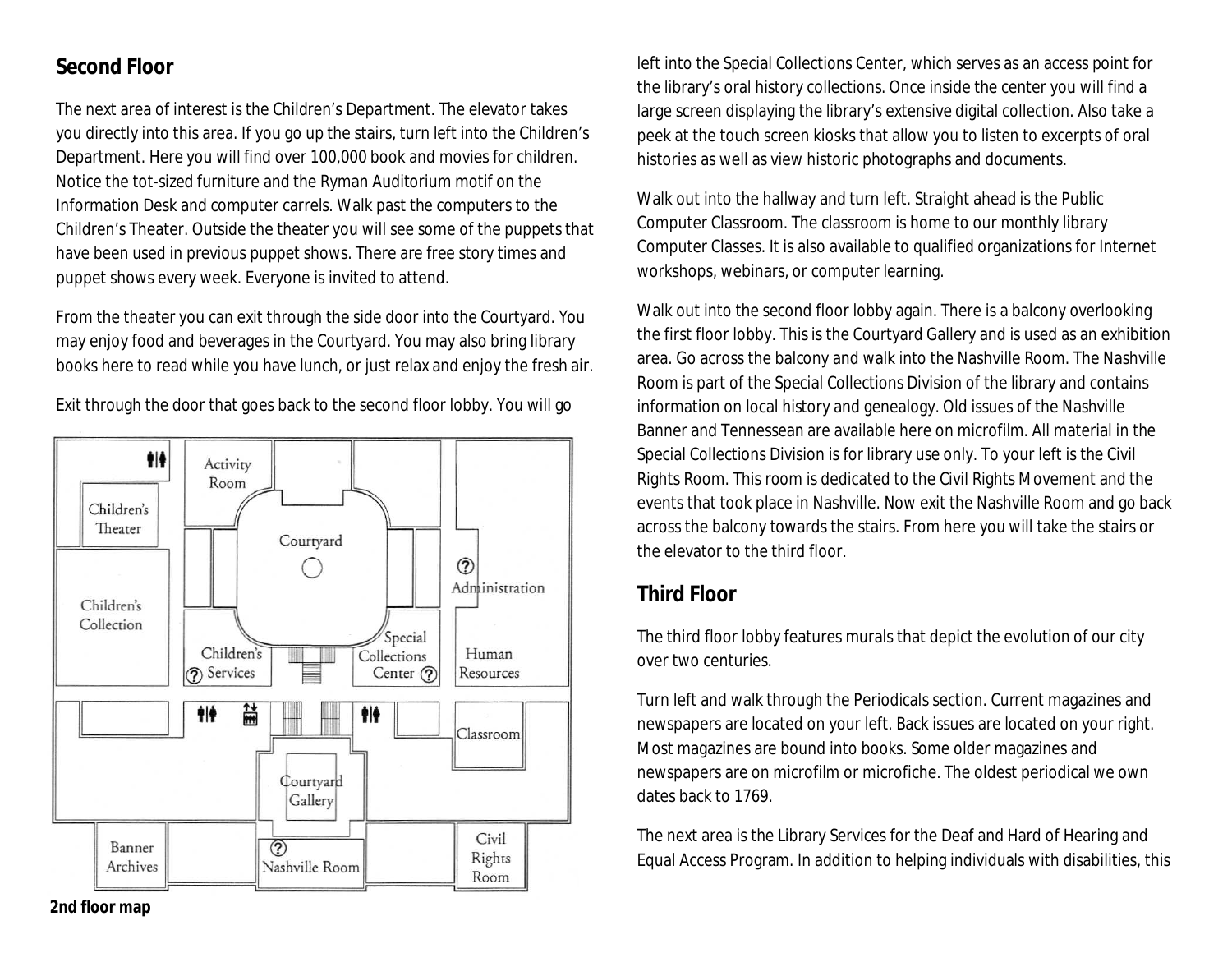## Second Floor

The next area of interest is the Children's Department. The elevator takes you directly into this area. If you go up the stairs, turn left into the Children's Department. Here you will find over 100,000 book and movies for children. Notice the tot-sized furniture and the Ryman Auditorium motif on the Information Desk and computer carrels. Walk past the computers to the Children's Theater. Outside the theater you will see some of the puppets that have been used in previous puppet shows. There are free story times and puppet shows every week. Everyone is invited to attend.

From the theater you can exit through the side door into the Courtyard. You may enjoy food and beverages in the Courtyard. You may also bring library books here to read while you have lunch, or just relax and enjoy the fresh air.

Exit through the door that goes back to the second floor lobby. You will go left into the Special Collections Center, which serves as an access point for the library's oral history collections. Once inside the center you will find a large screen displaying the library's extensive digital collection. Also take a peek at the touch screen kiosks that allow you to listen to excerpts of oral histories as well as view historic photographs and documents.

Activity Room

Children's Theater

Courtyard

Administration

Children's Collection

Children's Services

Special Collections Center

Human Resources

Classroom

Courtyard Gallery

Banner Archives

Nashville Room

Civil Rights Room

**2nd floor map**

Walk out into the hallway and turn left. Straight ahead is the Public Computer Classroom. The classroom is home to our monthly library Computer Classes. It is also available to qualified organizations for Internet workshops, webinars, or computer learning.

Walk out into the second floor lobby again. There is a balcony overlooking the first floor lobby. This is the Courtyard Gallery and is used as an exhibition area. Go across the balcony and walk into the Nashville Room. The Nashville Room is part of the Special Collections Division of the library and contains information on local history and genealogy. Old issues of the Nashville Banner and Tennessean are available here on microfilm. All material in the Special Collections Division is for library use only. To your left is the Civil Rights Room. This room is dedicated to the Civil Rights Movement and the events that took place in Nashville. Now exit the Nashville Room and go back across the balcony towards the stairs. From here you will take the stairs or the elevator to the third floor.

## Third Floor

The third floor lobby features murals that depict the evolution of our city over two centuries.

Turn left and walk through the Periodicals section. Current magazines and newspapers are located on your left. Back issues are located on your right. Most magazines are bound into books. Some older magazines and newspapers are on microfilm or microfiche. The oldest periodical we own dates back to 1769.

The next area is the Library Services for the Deaf and Hard of Hearing and Equal Access Program. In addition to helping individuals with disabilities, this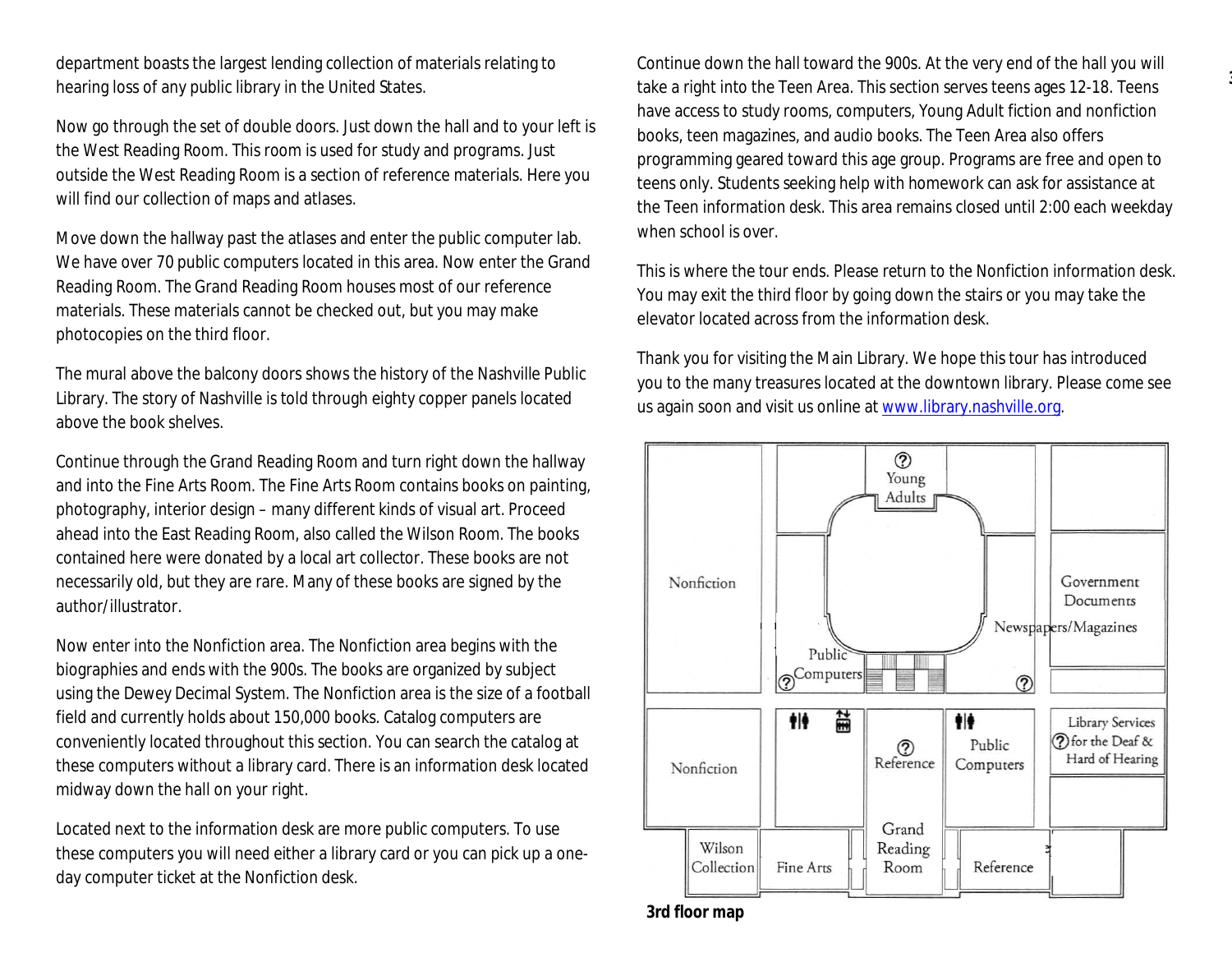department boasts the largest lending collection of materials relating to hearing loss of any public library in the United States.

Now go through the set of double doors. Just down the hall and to your left is the West Reading Room. This room is used for study and programs. Just outside the West Reading Room is a section of reference materials. Here you will find our collection of maps and atlases.

Move down the hallway past the atlases and enter the public computer lab. We have over 70 public computers located in this area. Now enter the Grand Reading Room. The Grand Reading Room houses most of our reference materials. These materials cannot be checked out, but you may make photocopies on the third floor.

The mural above the balcony doors shows the history of the Nashville Public Library. The story of Nashville is told through eighty copper panels located above the book shelves.

Continue through the Grand Reading Room and turn right down the hallway and into the Fine Arts Room. The Fine Arts Room contains books on painting, photography, interior design – many different kinds of visual art. Proceed ahead into the East Reading Room, also called the Wilson Room. The books contained here were donated by a local art collector. These books are not necessarily old, but they are rare. Many of these books are signed by the author/illustrator.

Now enter into the Nonfiction area. The Nonfiction area begins with the biographies and ends with the 900s. The books are organized by subject using the Dewey Decimal System. The Nonfiction area is the size of a football field and currently holds about 150,000 books. Catalog computers are conveniently located throughout this section. You can search the catalog at these computers without a library card. There is an information desk located midway down the hall on your right.

Located next to the information desk are more public computers. To use these computers you will need either a library card or you can pick up a one-day computer ticket at the Nonfiction desk.

Continue down the hall toward the 900s. At the very end of the hall you will take a right into the Teen Area. This section serves teens ages 12-18. Teens have access to study rooms, computers, Young Adult fiction and nonfiction books, teen magazines, and audio books. The Teen Area also offers programming geared toward this age group. Programs are free and open to teens only. Students seeking help with homework can ask for assistance at the Teen information desk. This area remains closed until 2:00 each weekday when school is over.

This is where the tour ends. Please return to the Nonfiction information desk. You may exit the third floor by going down the stairs or you may take the elevator located across from the information desk.

Thank you for visiting the Main Library. We hope this tour has introduced you to the many treasures located at the downtown library. Please come see us again soon and visit us online at [www.library.nashville.org](http://www.library.nashville.org).

Young Adults

Nonfiction

Government Documents

Newspapers/Magazines

Public Computers

Nonfiction

Reference

Public Computers

Library Services for the Deaf & Hard of Hearing

Wilson Collection

Fine Arts

Grand Reading Room

Reference

**3rd floor map**